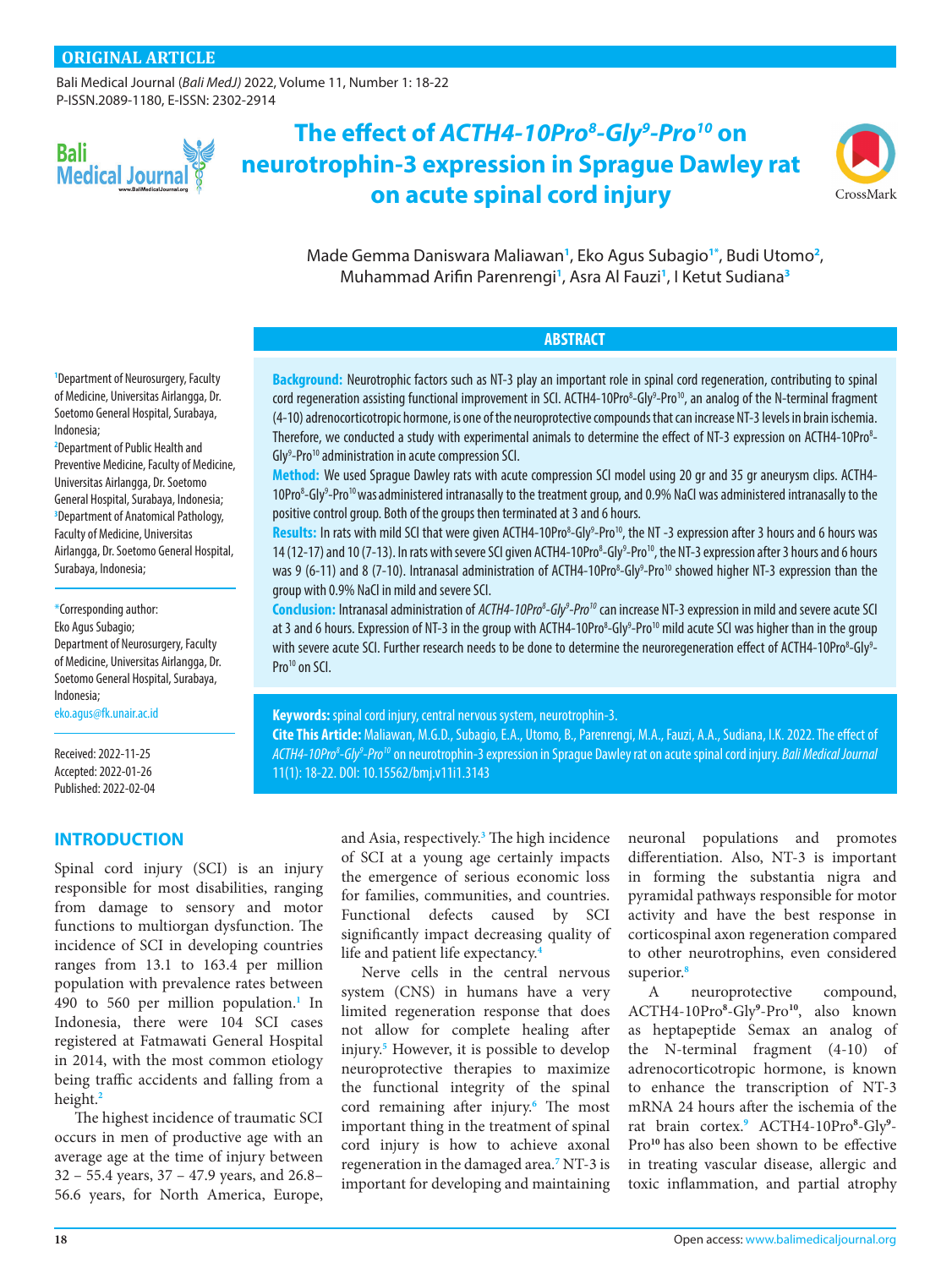ORIGINAL ARTICLE

# The effect of *ACTH4-10Pro$^8$-Gly$^9$-Pro$^{10}$* on neurotrophin-3 expression in Sprague Dawley rat on acute spinal cord injury

Made Gemma Daniswara Maliawan[1], Eko Agus Subagio[1*], Budi Utomo[2], Muhammad Arifin Parenrengi[1], Asra Al Fauzi[1], I Ketut Sudiana[3]

[1]Department of Neurosurgery, Faculty of Medicine, Universitas Airlangga, Dr. Soetomo General Hospital, Surabaya, Indonesia;
[2]Department of Public Health and Preventive Medicine, Faculty of Medicine, Universitas Airlangga, Dr. Soetomo General Hospital, Surabaya, Indonesia;
[3]Department of Anatomical Pathology, Faculty of Medicine, Universitas Airlangga, Dr. Soetomo General Hospital, Surabaya, Indonesia;

*Corresponding author:
Eko Agus Subagio;
Department of Neurosurgery, Faculty of Medicine, Universitas Airlangga, Dr. Soetomo General Hospital, Surabaya, Indonesia;
eko.agus@fk.unair.ac.id

Received: 2022-11-25
Accepted: 2022-01-26
Published: 2022-02-04

## ABSTRACT

**Background:** Neurotrophic factors such as NT-3 play an important role in spinal cord regeneration, contributing to spinal cord regeneration assisting functional improvement in SCI. ACTH4-10Pro$^8$-Gly$^9$-Pro$^{10}$, an analog of the N-terminal fragment (4-10) adrenocorticotropic hormone, is one of the neuroprotective compounds that can increase NT-3 levels in brain ischemia. Therefore, we conducted a study with experimental animals to determine the effect of NT-3 expression on ACTH4-10Pro$^8$-Gly$^9$-Pro$^{10}$ administration in acute compression SCI.

**Method:** We used Sprague Dawley rats with acute compression SCI model using 20 gr and 35 gr aneurysm clips. ACTH4-10Pro$^8$-Gly$^9$-Pro$^{10}$ was administered intranasally to the treatment group, and 0.9% NaCl was administered intranasally to the positive control group. Both of the groups then terminated at 3 and 6 hours.

**Results:** In rats with mild SCI that were given ACTH4-10Pro$^8$-Gly$^9$-Pro$^{10}$, the NT -3 expression after 3 hours and 6 hours was 14 (12-17) and 10 (7-13). In rats with severe SCI given ACTH4-10Pro$^8$-Gly$^9$-Pro$^{10}$, the NT-3 expression after 3 hours and 6 hours was 9 (6-11) and 8 (7-10). Intranasal administration of ACTH4-10Pro$^8$-Gly$^9$-Pro$^{10}$ showed higher NT-3 expression than the group with 0.9% NaCl in mild and severe SCI.

**Conclusion:** Intranasal administration of *ACTH4-10Pro$^8$-Gly$^9$-Pro$^{10}$* can increase NT-3 expression in mild and severe acute SCI at 3 and 6 hours. Expression of NT-3 in the group with ACTH4-10Pro$^8$-Gly$^9$-Pro$^{10}$ mild acute SCI was higher than in the group with severe acute SCI. Further research needs to be done to determine the neuroregeneration effect of ACTH4-10Pro$^8$-Gly$^9$-Pro$^{10}$ on SCI.

**Keywords:** spinal cord injury, central nervous system, neurotrophin-3.

**Cite This Article:** Maliawan, M.G.D., Subagio, E.A., Utomo, B., Parenrengi, M.A., Fauzi, A.A., Sudiana, I.K. 2022. The effect of *ACTH4-10Pro$^8$-Gly$^9$-Pro$^{10}$* on neurotrophin-3 expression in Sprague Dawley rat on acute spinal cord injury. *Bali Medical Journal* 11(1): 18-22. DOI: 10.15562/bmj.v11i1.3143

## INTRODUCTION

Spinal cord injury (SCI) is an injury responsible for most disabilities, ranging from damage to sensory and motor functions to multiorgan dysfunction. The incidence of SCI in developing countries ranges from 13.1 to 163.4 per million population with prevalence rates between 490 to 560 per million population.[1] In Indonesia, there were 104 SCI cases registered at Fatmawati General Hospital in 2014, with the most common etiology being traffic accidents and falling from a height.[2]

The highest incidence of traumatic SCI occurs in men of productive age with an average age at the time of injury between 32 – 55.4 years, 37 – 47.9 years, and 26.8–56.6 years, for North America, Europe, and Asia, respectively.[3] The high incidence of SCI at a young age certainly impacts the emergence of serious economic loss for families, communities, and countries. Functional defects caused by SCI significantly impact decreasing quality of life and patient life expectancy.[4]

Nerve cells in the central nervous system (CNS) in humans have a very limited regeneration response that does not allow for complete healing after injury.[5] However, it is possible to develop neuroprotective therapies to maximize the functional integrity of the spinal cord remaining after injury.[6] The most important thing in the treatment of spinal cord injury is how to achieve axonal regeneration in the damaged area.[7] NT-3 is important for developing and maintaining neuronal populations and promotes differentiation. Also, NT-3 is important in forming the substantia nigra and pyramidal pathways responsible for motor activity and have the best response in corticospinal axon regeneration compared to other neurotrophins, even considered superior.[8]

A neuroprotective compound, ACTH4-10Pro$^8$-Gly$^9$-Pro$^{10}$, also known as heptapeptide Semax an analog of the N-terminal fragment (4-10) of adrenocorticotropic hormone, is known to enhance the transcription of NT-3 mRNA 24 hours after the ischemia of the rat brain cortex.[9] ACTH4-10Pro$^8$-Gly$^9$-Pro$^{10}$ has also been shown to be effective in treating vascular disease, allergic and toxic inflammation, and partial atrophy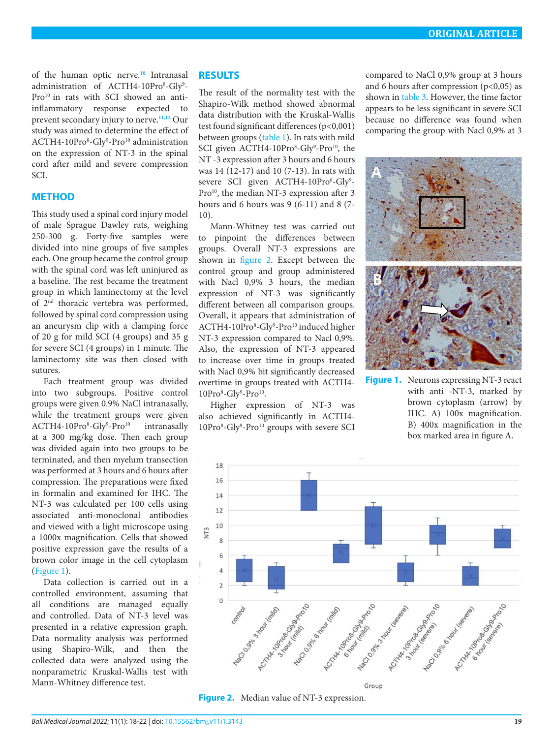of the human optic nerve.[10] Intranasal administration of ACTH4-10Pro$^8$-Gly$^9$-Pro$^{10}$ in rats with SCI showed an anti-inflammatory response expected to prevent secondary injury to nerve.[11,12] Our study was aimed to determine the effect of ACTH4-10Pro$^8$-Gly$^9$-Pro$^{10}$ administration on the expression of NT-3 in the spinal cord after mild and severe compression SCI.

## METHOD

This study used a spinal cord injury model of male Sprague Dawley rats, weighing 250-300 g. Forty-five samples were divided into nine groups of five samples each. One group became the control group with the spinal cord was left uninjured as a baseline. The rest became the treatment group in which laminectomy at the level of 2nd thoracic vertebra was performed, followed by spinal cord compression using an aneurysm clip with a clamping force of 20 g for mild SCI (4 groups) and 35 g for severe SCI (4 groups) in 1 minute. The laminectomy site was then closed with sutures.

Each treatment group was divided into two subgroups. Positive control groups were given 0.9% NaCl intranasally, while the treatment groups were given ACTH4-10Pro$^8$-Gly$^9$-Pro$^{10}$ intranasally at a 300 mg/kg dose. Then each group was divided again into two groups to be terminated, and then myelum transection was performed at 3 hours and 6 hours after compression. The preparations were fixed in formalin and examined for IHC. The NT-3 was calculated per 100 cells using associated anti-monoclonal antibodies and viewed with a light microscope using a 1000x magnification. Cells that showed positive expression gave the results of a brown color image in the cell cytoplasm (Figure 1).

Data collection is carried out in a controlled environment, assuming that all conditions are managed equally and controlled. Data of NT-3 level was presented in a relative expression graph. Data normality analysis was performed using Shapiro-Wilk, and then the collected data were analyzed using the nonparametric Kruskal-Wallis test with Mann-Whitney difference test.

## RESULTS

The result of the normality test with the Shapiro-Wilk method showed abnormal data distribution with the Kruskal-Wallis test found significant differences ($p<0{,}001$) between groups (table 1). In rats with mild SCI given ACTH4-10Pro$^8$-Gly$^9$-Pro$^{10}$, the NT -3 expression after 3 hours and 6 hours was 14 (12-17) and 10 (7-13). In rats with severe SCI given ACTH4-10Pro$^8$-Gly$^9$-Pro$^{10}$, the median NT-3 expression after 3 hours and 6 hours was 9 (6-11) and 8 (7-10).

Mann-Whitney test was carried out to pinpoint the differences between groups. Overall NT-3 expressions are shown in figure 2. Except between the control group and group administered with Nacl 0,9% 3 hours, the median expression of NT-3 was significantly different between all comparison groups. Overall, it appears that administration of ACTH4-10Pro$^8$-Gly$^9$-Pro$^{10}$ induced higher NT-3 expression compared to Nacl 0,9%. Also, the expression of NT-3 appeared to increase over time in groups treated with Nacl 0,9% bit significantly decreased overtime in groups treated with ACTH4-10Pro$^8$-Gly$^9$-Pro$^{10}$.

Higher expression of NT-3 was also achieved significantly in ACTH4-10Pro$^8$-Gly$^9$-Pro$^{10}$ groups with severe SCI compared to NaCl 0,9% group at 3 hours and 6 hours after compression ($p<0{,}05$) as shown in table 3. However, the time factor appears to be less significant in severe SCI because no difference was found when comparing the group with Nacl 0,9% at 3

**Figure 1.** Neurons expressing NT-3 react with anti -NT-3, marked by brown cytoplasm (arrow) by IHC. A) 100x magnification. B) 400x magnification in the box marked area in figure A.

**Figure 2.** Median value of NT-3 expression.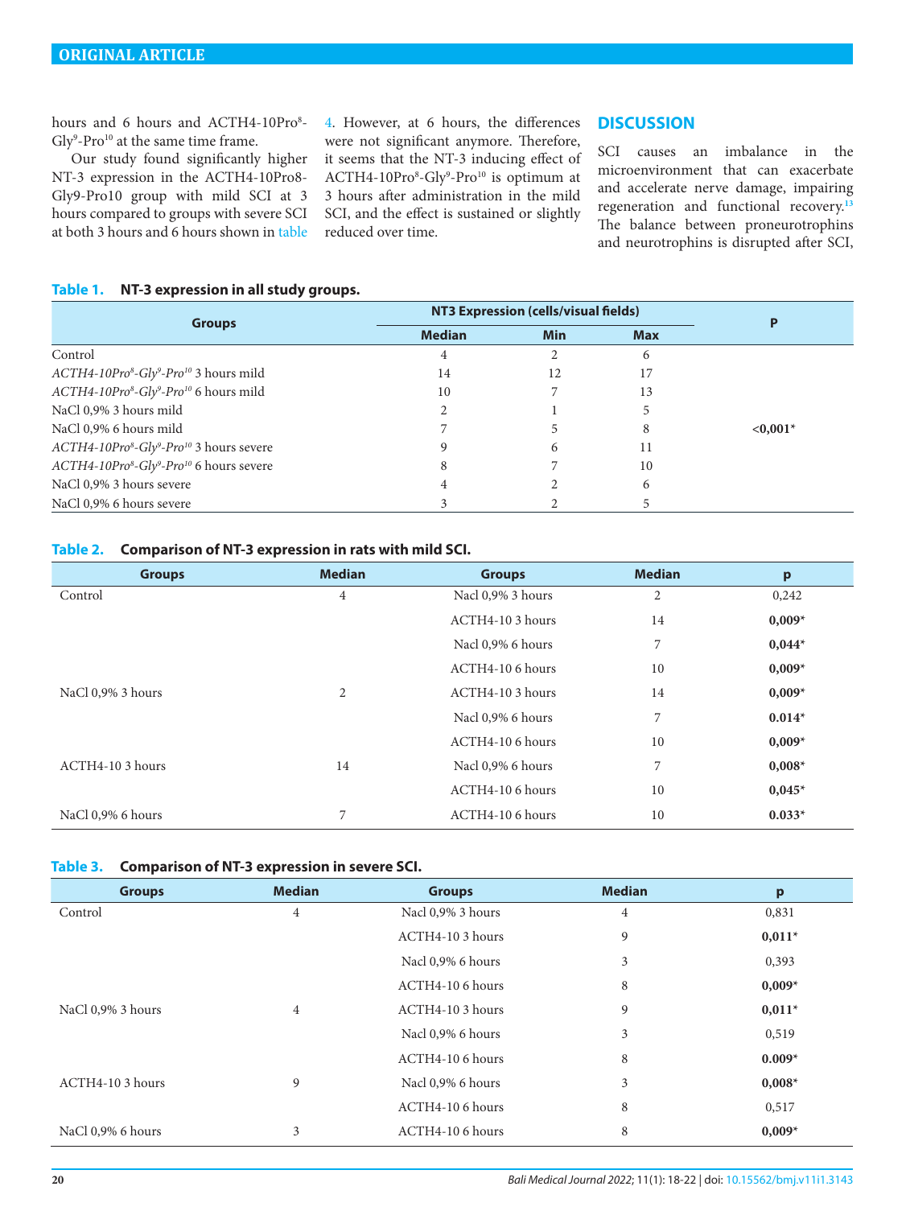hours and 6 hours and ACTH4-10Pro$^{8}$-Gly$^{9}$-Pro$^{10}$ at the same time frame.

Our study found significantly higher NT-3 expression in the ACTH4-10Pro8-Gly9-Pro10 group with mild SCI at 3 hours compared to groups with severe SCI at both 3 hours and 6 hours shown in table 4. However, at 6 hours, the differences were not significant anymore. Therefore, it seems that the NT-3 inducing effect of ACTH4-10Pro$^{8}$-Gly$^{9}$-Pro$^{10}$ is optimum at 3 hours after administration in the mild SCI, and the effect is sustained or slightly reduced over time.

## DISCUSSION

SCI causes an imbalance in the microenvironment that can exacerbate and accelerate nerve damage, impairing regeneration and functional recovery.[13] The balance between proneurotrophins and neurotrophins is disrupted after SCI,

**Table 1. NT-3 expression in all study groups.**

| Groups | NT3 Expression (cells/visual fields) | | | P |
|---|---|---|---|---|
| | Median | Min | Max | |
| Control | 4 | 2 | 6 | <0,001* |
| *ACTH4-10Pro$^{8}$-Gly$^{9}$-Pro$^{10}$* 3 hours mild | 14 | 12 | 17 | |
| *ACTH4-10Pro$^{8}$-Gly$^{9}$-Pro$^{10}$* 6 hours mild | 10 | 7 | 13 | |
| NaCl 0,9% 3 hours mild | 2 | 1 | 5 | |
| NaCl 0,9% 6 hours mild | 7 | 5 | 8 | |
| *ACTH4-10Pro$^{8}$-Gly$^{9}$-Pro$^{10}$* 3 hours severe | 9 | 6 | 11 | |
| *ACTH4-10Pro$^{8}$-Gly$^{9}$-Pro$^{10}$* 6 hours severe | 8 | 7 | 10 | |
| NaCl 0,9% 3 hours severe | 4 | 2 | 6 | |
| NaCl 0,9% 6 hours severe | 3 | 2 | 5 | |

**Table 2. Comparison of NT-3 expression in rats with mild SCI.**

| Groups | Median | Groups | Median | p |
|---|---|---|---|---|
| Control | 4 | Nacl 0,9% 3 hours | 2 | 0,242 |
| | | ACTH4-10 3 hours | 14 | **0,009*** |
| | | Nacl 0,9% 6 hours | 7 | **0,044*** |
| | | ACTH4-10 6 hours | 10 | **0,009*** |
| NaCl 0,9% 3 hours | 2 | ACTH4-10 3 hours | 14 | **0,009*** |
| | | Nacl 0,9% 6 hours | 7 | **0,014*** |
| | | ACTH4-10 6 hours | 10 | **0,009*** |
| ACTH4-10 3 hours | 14 | Nacl 0,9% 6 hours | 7 | **0,008*** |
| | | ACTH4-10 6 hours | 10 | **0,045*** |
| NaCl 0,9% 6 hours | 7 | ACTH4-10 6 hours | 10 | **0.033*** |

**Table 3. Comparison of NT-3 expression in severe SCI.**

| Groups | Median | Groups | Median | p |
|---|---|---|---|---|
| Control | 4 | Nacl 0,9% 3 hours | 4 | 0,831 |
| | | ACTH4-10 3 hours | 9 | **0,011*** |
| | | Nacl 0,9% 6 hours | 3 | 0,393 |
| | | ACTH4-10 6 hours | 8 | **0,009*** |
| NaCl 0,9% 3 hours | 4 | ACTH4-10 3 hours | 9 | **0,011*** |
| | | Nacl 0,9% 6 hours | 3 | 0,519 |
| | | ACTH4-10 6 hours | 8 | **0.009*** |
| ACTH4-10 3 hours | 9 | Nacl 0,9% 6 hours | 3 | **0,008*** |
| | | ACTH4-10 6 hours | 8 | 0,517 |
| NaCl 0,9% 6 hours | 3 | ACTH4-10 6 hours | 8 | **0,009*** |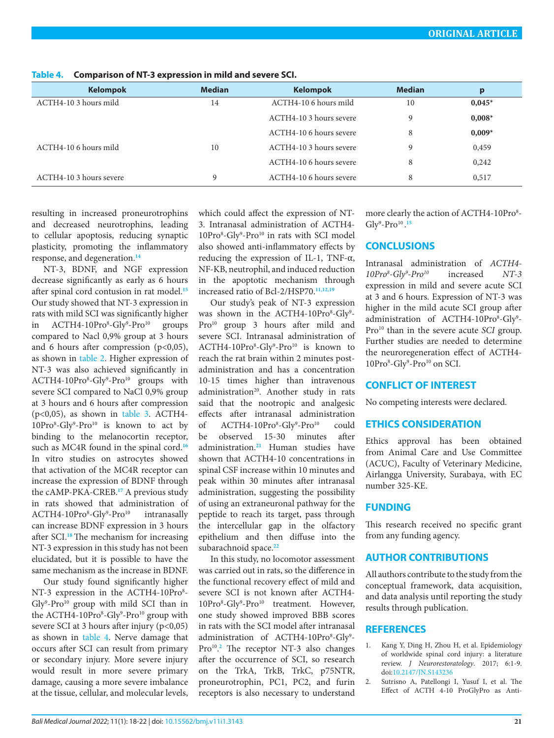**Table 4. Comparison of NT-3 expression in mild and severe SCI.**

| Kelompok | Median | Kelompok | Median | p |
|---|---|---|---|---|
| ACTH4-10 3 hours mild | 14 | ACTH4-10 6 hours mild | 10 | **0,045*** |
| | | ACTH4-10 3 hours severe | 9 | **0,008*** |
| | | ACTH4-10 6 hours severe | 8 | **0,009*** |
| ACTH4-10 6 hours mild | 10 | ACTH4-10 3 hours severe | 9 | 0,459 |
| | | ACTH4-10 6 hours severe | 8 | 0,242 |
| ACTH4-10 3 hours severe | 9 | ACTH4-10 6 hours severe | 8 | 0,517 |

resulting in increased proneurotrophins and decreased neurotrophins, leading to cellular apoptosis, reducing synaptic plasticity, promoting the inflammatory response, and degeneration.[14]

NT-3, BDNF, and NGF expression decrease significantly as early as 6 hours after spinal cord contusion in rat model.[15] Our study showed that NT-3 expression in rats with mild SCI was significantly higher in ACTH4-10Pro$^{8}$-Gly$^{9}$-Pro$^{10}$ groups compared to Nacl 0,9% group at 3 hours and 6 hours after compression ($p<0,05$), as shown in table 2. Higher expression of NT-3 was also achieved significantly in ACTH4-10Pro$^{8}$-Gly$^{9}$-Pro$^{10}$ groups with severe SCI compared to NaCl 0,9% group at 3 hours and 6 hours after compression ($p<0,05$), as shown in table 3. ACTH4-10Pro$^{8}$-Gly$^{9}$-Pro$^{10}$ is known to act by binding to the melanocortin receptor, such as MC4R found in the spinal cord.[16] In vitro studies on astrocytes showed that activation of the MC4R receptor can increase the expression of BDNF through the cAMP-PKA-CREB.[17] A previous study in rats showed that administration of ACTH4-10Pro$^{8}$-Gly$^{9}$-Pro$^{10}$ intranasally can increase BDNF expression in 3 hours after SCI.[18] The mechanism for increasing NT-3 expression in this study has not been elucidated, but it is possible to have the same mechanism as the increase in BDNF.

Our study found significantly higher NT-3 expression in the ACTH4-10Pro$^{8}$-Gly$^{9}$-Pro$^{10}$ group with mild SCI than in the ACTH4-10Pro$^{8}$-Gly$^{9}$-Pro$^{10}$ group with severe SCI at 3 hours after injury ($p<0,05$) as shown in table 4. Nerve damage that occurs after SCI can result from primary or secondary injury. More severe injury would result in more severe primary damage, causing a more severe imbalance at the tissue, cellular, and molecular levels, which could affect the expression of NT-3. Intranasal administration of ACTH4-10Pro$^{8}$-Gly$^{9}$-Pro$^{10}$ in rats with SCI model also showed anti-inflammatory effects by reducing the expression of IL-1, TNF-α, NF-KB, neutrophil, and induced reduction in the apoptotic mechanism through increased ratio of Bcl-2/HSP70.[11,12,19]

Our study's peak of NT-3 expression was shown in the ACTH4-10Pro$^{8}$-Gly$^{9}$-Pro$^{10}$ group 3 hours after mild and severe SCI. Intranasal administration of ACTH4-10Pro$^{8}$-Gly$^{9}$-Pro$^{10}$ is known to reach the rat brain within 2 minutes post-administration and has a concentration 10-15 times higher than intravenous administration[20]. Another study in rats said that the nootropic and analgesic effects after intranasal administration of ACTH4-10Pro$^{8}$-Gly$^{9}$-Pro$^{10}$ could be observed 15-30 minutes after administration.[21] Human studies have shown that ACTH4-10 concentrations in spinal CSF increase within 10 minutes and peak within 30 minutes after intranasal administration, suggesting the possibility of using an extraneuronal pathway for the peptide to reach its target, pass through the intercellular gap in the olfactory epithelium and then diffuse into the subarachnoid space.[22]

In this study, no locomotor assessment was carried out in rats, so the difference in the functional recovery effect of mild and severe SCI is not known after ACTH4-10Pro$^{8}$-Gly$^{9}$-Pro$^{10}$ treatment. However, one study showed improved BBB scores in rats with the SCI model after intranasal administration of ACTH4-10Pro$^{8}$-Gly$^{9}$-Pro$^{10}$.[2] The receptor NT-3 also changes after the occurrence of SCI, so research on the TrkA, TrkB, TrkC, p75NTR, proneurotrophin, PC1, PC2, and furin receptors is also necessary to understand more clearly the action of ACTH4-10Pro$^{8}$-Gly$^{9}$-Pro$^{10}$.[15]

## CONCLUSIONS

Intranasal administration of *ACTH4-10Pro$^{8}$-Gly$^{9}$-Pro$^{10}$* increased *NT-3* expression in mild and severe acute SCI at 3 and 6 hours. Expression of NT-3 was higher in the mild acute SCI group after administration of ACTH4-10Pro$^{8}$-Gly$^{9}$-Pro$^{10}$ than in the severe acute *SCI* group. Further studies are needed to determine the neuroregeneration effect of ACTH4-10Pro$^{8}$-Gly$^{9}$-Pro$^{10}$ on SCI.

## CONFLICT OF INTEREST

No competing interests were declared.

## ETHICS CONSIDERATION

Ethics approval has been obtained from Animal Care and Use Committee (ACUC), Faculty of Veterinary Medicine, Airlangga University, Surabaya, with EC number 325-KE.

## FUNDING

This research received no specific grant from any funding agency.

## AUTHOR CONTRIBUTIONS

All authors contribute to the study from the conceptual framework, data acquisition, and data analysis until reporting the study results through publication.

## REFERENCES

1. Kang Y, Ding H, Zhou H, et al. Epidemiology of worldwide spinal cord injury: a literature review. *J Neurorestoratology*. 2017; 6:1-9. doi:10.2147/JN.S143236
2. Sutrisno A, Patellongi I, Yusuf I, et al. The Effect of ACTH 4-10 ProGlyPro as Anti-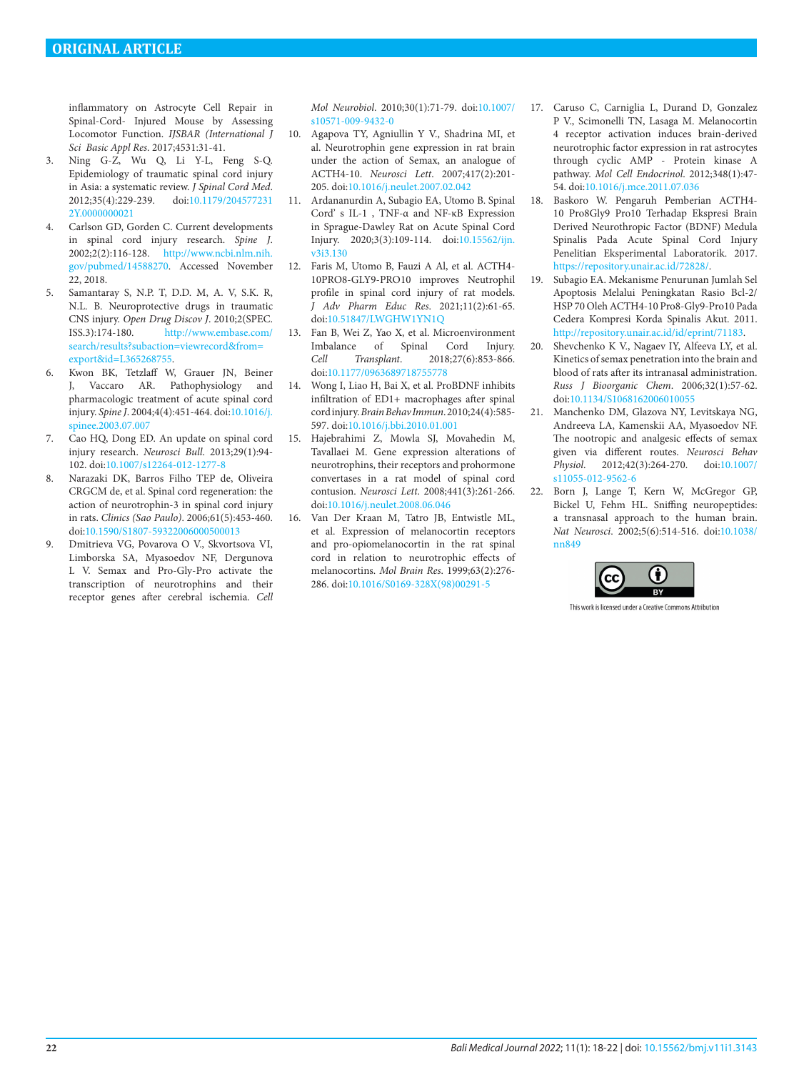inflammatory on Astrocyte Cell Repair in Spinal-Cord- Injured Mouse by Assessing Locomotor Function. *IJSBAR (International J Sci Basic Appl Res*. 2017;4531:31-41.

3. Ning G-Z, Wu Q, Li Y-L, Feng S-Q. Epidemiology of traumatic spinal cord injury in Asia: a systematic review. *J Spinal Cord Med*. 2012;35(4):229-239. doi:10.1179/2045772312Y.0000000021
4. Carlson GD, Gorden C. Current developments in spinal cord injury research. *Spine J*. 2002;2(2):116-128. http://www.ncbi.nlm.nih.gov/pubmed/14588270. Accessed November 22, 2018.
5. Samantaray S, N.P. T, D.D. M, A. V, S.K. R, N.L. B. Neuroprotective drugs in traumatic CNS injury. *Open Drug Discov J*. 2010;2(SPEC. ISS.3):174-180. http://www.embase.com/search/results?subaction=viewrecord&from=export&id=L365268755.
6. Kwon BK, Tetzlaff W, Grauer JN, Beiner J, Vaccaro AR. Pathophysiology and pharmacologic treatment of acute spinal cord injury. *Spine J*. 2004;4(4):451-464. doi:10.1016/j.spinee.2003.07.007
7. Cao HQ, Dong ED. An update on spinal cord injury research. *Neurosci Bull*. 2013;29(1):94-102. doi:10.1007/s12264-012-1277-8
8. Narazaki DK, Barros Filho TEP de, Oliveira CRGCM de, et al. Spinal cord regeneration: the action of neurotrophin-3 in spinal cord injury in rats. *Clinics (Sao Paulo)*. 2006;61(5):453-460. doi:10.1590/S1807-59322006000500013
9. Dmitrieva VG, Povarova O V., Skvortsova VI, Limborska SA, Myasoedov NF, Dergunova L V. Semax and Pro-Gly-Pro activate the transcription of neurotrophins and their receptor genes after cerebral ischemia. *Cell Mol Neurobiol*. 2010;30(1):71-79. doi:10.1007/s10571-009-9432-0
10. Agapova TY, Agniullin Y V., Shadrina MI, et al. Neurotrophin gene expression in rat brain under the action of Semax, an analogue of ACTH4-10. *Neurosci Lett*. 2007;417(2):201-205. doi:10.1016/j.neulet.2007.02.042
11. Ardananurdin A, Subagio EA, Utomo B. Spinal Cord' s IL-1 , TNF-α and NF-κB Expression in Sprague-Dawley Rat on Acute Spinal Cord Injury. 2020;3(3):109-114. doi:10.15562/ijn.v3i3.130
12. Faris M, Utomo B, Fauzi A Al, et al. ACTH4-10PRO8-GLY9-PRO10 improves Neutrophil profile in spinal cord injury of rat models. *J Adv Pharm Educ Res*. 2021;11(2):61-65. doi:10.51847/LWGHW1YN1Q
13. Fan B, Wei Z, Yao X, et al. Microenvironment Imbalance of Spinal Cord Injury. *Cell Transplant*. 2018;27(6):853-866. doi:10.1177/0963689718755778
14. Wong I, Liao H, Bai X, et al. ProBDNF inhibits infiltration of ED1+ macrophages after spinal cord injury. *Brain Behav Immun*. 2010;24(4):585-597. doi:10.1016/j.bbi.2010.01.001
15. Hajebrahimi Z, Mowla SJ, Movahedin M, Tavallaei M. Gene expression alterations of neurotrophins, their receptors and prohormone convertases in a rat model of spinal cord contusion. *Neurosci Lett*. 2008;441(3):261-266. doi:10.1016/j.neulet.2008.06.046
16. Van Der Kraan M, Tatro JB, Entwistle ML, et al. Expression of melanocortin receptors and pro-opiomelanocortin in the rat spinal cord in relation to neurotrophic effects of melanocortins. *Mol Brain Res*. 1999;63(2):276-286. doi:10.1016/S0169-328X(98)00291-5
17. Caruso C, Carniglia L, Durand D, Gonzalez P V., Scimonelli TN, Lasaga M. Melanocortin 4 receptor activation induces brain-derived neurotrophic factor expression in rat astrocytes through cyclic AMP - Protein kinase A pathway. *Mol Cell Endocrinol*. 2012;348(1):47-54. doi:10.1016/j.mce.2011.07.036
18. Baskoro W. Pengaruh Pemberian ACTH4-10 Pro8Gly9 Pro10 Terhadap Ekspresi Brain Derived Neurothropic Factor (BDNF) Medula Spinalis Pada Acute Spinal Cord Injury Penelitian Eksperimental Laboratorik. 2017. https://repository.unair.ac.id/72828/.
19. Subagio EA. Mekanisme Penurunan Jumlah Sel Apoptosis Melalui Peningkatan Rasio Bcl-2/HSP 70 Oleh ACTH4-10 Pro8-Gly9-Pro10 Pada Cedera Kompresi Korda Spinalis Akut. 2011. http://repository.unair.ac.id/id/eprint/71183.
20. Shevchenko K V., Nagaev IY, Alfeeva LY, et al. Kinetics of semax penetration into the brain and blood of rats after its intranasal administration. *Russ J Bioorganic Chem*. 2006;32(1):57-62. doi:10.1134/S1068162006010055
21. Manchenko DM, Glazova NY, Levitskaya NG, Andreeva LA, Kamenskii AA, Myasoedov NF. The nootropic and analgesic effects of semax given via different routes. *Neurosci Behav Physiol*. 2012;42(3):264-270. doi:10.1007/s11055-012-9562-6
22. Born J, Lange T, Kern W, McGregor GP, Bickel U, Fehm HL. Sniffing neuropeptides: a transnasal approach to the human brain. *Nat Neurosci*. 2002;5(6):514-516. doi:10.1038/nn849

This work is licensed under a Creative Commons Attribution